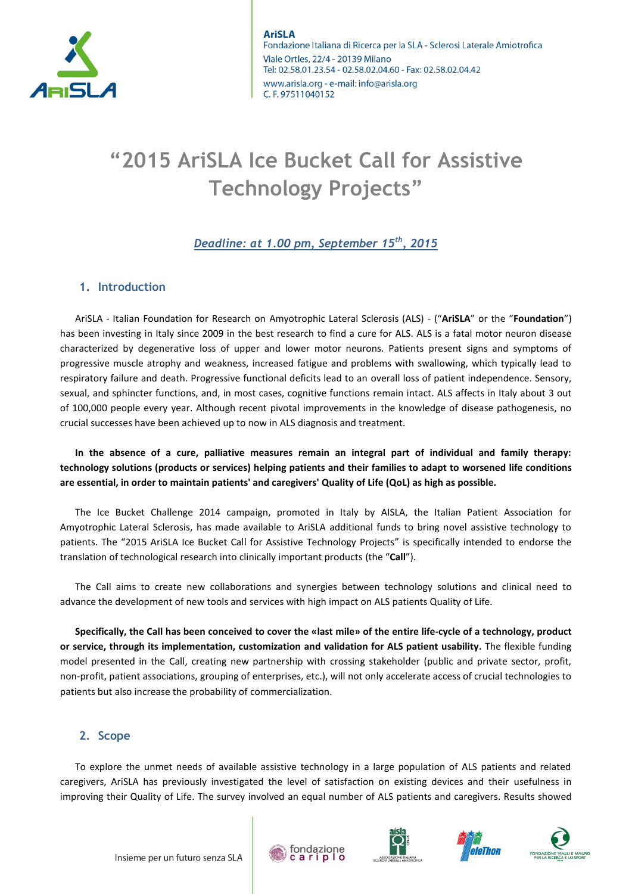AriSLA
Fondazione Italiana di Ricerca per la SLA - Sclerosi Laterale Amiotrofica
Viale Ortles, 22/4 - 20139 Milano
Tel: 02.58.01.23.54 - 02.58.02.04.60 - Fax: 02.58.02.04.42
www.arisla.org - e-mail: info@arisla.org
C. F. 97511040152

# "2015 AriSLA Ice Bucket Call for Assistive Technology Projects"

*Deadline: at 1.00 pm, September 15th, 2015*

## 1. Introduction

AriSLA - Italian Foundation for Research on Amyotrophic Lateral Sclerosis (ALS) - ("**AriSLA**" or the "**Foundation**") has been investing in Italy since 2009 in the best research to find a cure for ALS. ALS is a fatal motor neuron disease characterized by degenerative loss of upper and lower motor neurons. Patients present signs and symptoms of progressive muscle atrophy and weakness, increased fatigue and problems with swallowing, which typically lead to respiratory failure and death. Progressive functional deficits lead to an overall loss of patient independence. Sensory, sexual, and sphincter functions, and, in most cases, cognitive functions remain intact. ALS affects in Italy about 3 out of 100,000 people every year. Although recent pivotal improvements in the knowledge of disease pathogenesis, no crucial successes have been achieved up to now in ALS diagnosis and treatment.

**In the absence of a cure, palliative measures remain an integral part of individual and family therapy: technology solutions (products or services) helping patients and their families to adapt to worsened life conditions are essential, in order to maintain patients' and caregivers' Quality of Life (QoL) as high as possible.**

The Ice Bucket Challenge 2014 campaign, promoted in Italy by AISLA, the Italian Patient Association for Amyotrophic Lateral Sclerosis, has made available to AriSLA additional funds to bring novel assistive technology to patients. The "2015 AriSLA Ice Bucket Call for Assistive Technology Projects" is specifically intended to endorse the translation of technological research into clinically important products (the "**Call**").

The Call aims to create new collaborations and synergies between technology solutions and clinical need to advance the development of new tools and services with high impact on ALS patients Quality of Life.

**Specifically, the Call has been conceived to cover the «last mile» of the entire life-cycle of a technology, product or service, through its implementation, customization and validation for ALS patient usability.** The flexible funding model presented in the Call, creating new partnership with crossing stakeholder (public and private sector, profit, non-profit, patient associations, grouping of enterprises, etc.), will not only accelerate access of crucial technologies to patients but also increase the probability of commercialization.

## 2. Scope

To explore the unmet needs of available assistive technology in a large population of ALS patients and related caregivers, AriSLA has previously investigated the level of satisfaction on existing devices and their usefulness in improving their Quality of Life. The survey involved an equal number of ALS patients and caregivers. Results showed

Insieme per un futuro senza SLA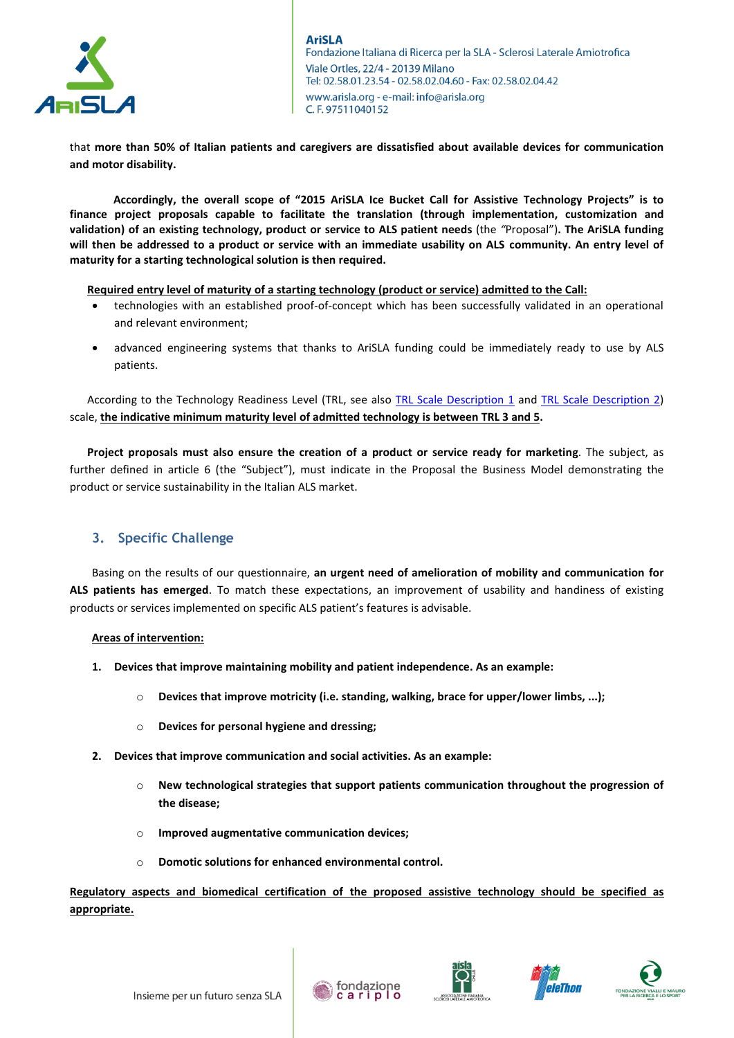that **more than 50% of Italian patients and caregivers are dissatisfied about available devices for communication and motor disability.**

**Accordingly, the overall scope of "2015 AriSLA Ice Bucket Call for Assistive Technology Projects" is to finance project proposals capable to facilitate the translation (through implementation, customization and validation) of an existing technology, product or service to ALS patient needs** (the "Proposal")**. The AriSLA funding will then be addressed to a product or service with an immediate usability on ALS community. An entry level of maturity for a starting technological solution is then required.**

**Required entry level of maturity of a starting technology (product or service) admitted to the Call:**

- technologies with an established proof-of-concept which has been successfully validated in an operational and relevant environment;
- advanced engineering systems that thanks to AriSLA funding could be immediately ready to use by ALS patients.

According to the Technology Readiness Level (TRL, see also TRL Scale Description 1 and TRL Scale Description 2) scale, **the indicative minimum maturity level of admitted technology is between TRL 3 and 5.**

**Project proposals must also ensure the creation of a product or service ready for marketing**. The subject, as further defined in article 6 (the "Subject"), must indicate in the Proposal the Business Model demonstrating the product or service sustainability in the Italian ALS market.

## 3. Specific Challenge

Basing on the results of our questionnaire, **an urgent need of amelioration of mobility and communication for ALS patients has emerged**. To match these expectations, an improvement of usability and handiness of existing products or services implemented on specific ALS patient's features is advisable.

**Areas of intervention:**

1. **Devices that improve maintaining mobility and patient independence. As an example:**
   - **Devices that improve motricity (i.e. standing, walking, brace for upper/lower limbs, ...);**
   - **Devices for personal hygiene and dressing;**
2. **Devices that improve communication and social activities. As an example:**
   - **New technological strategies that support patients communication throughout the progression of the disease;**
   - **Improved augmentative communication devices;**
   - **Domotic solutions for enhanced environmental control.**

**Regulatory aspects and biomedical certification of the proposed assistive technology should be specified as appropriate.**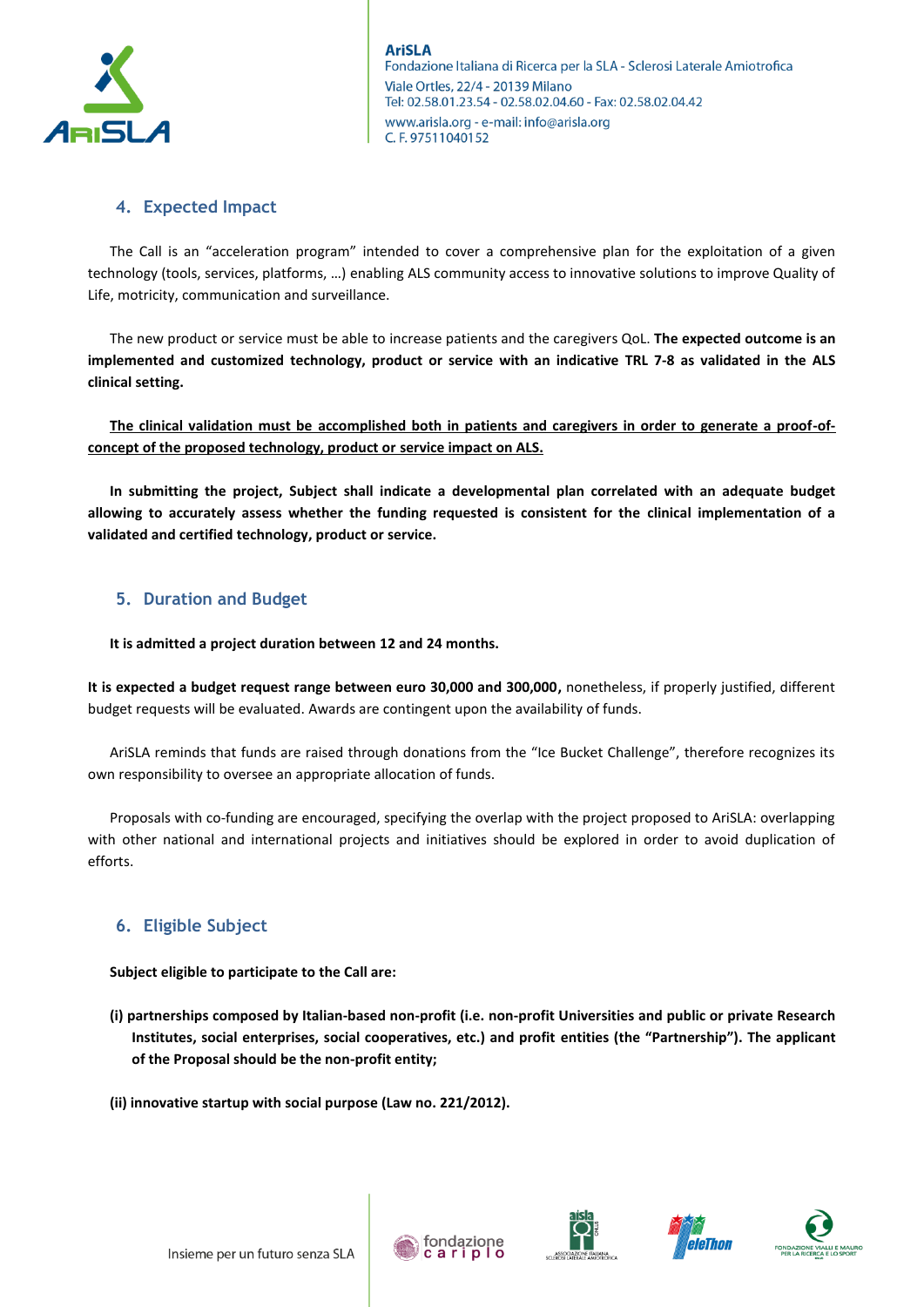## 4. Expected Impact

The Call is an "acceleration program" intended to cover a comprehensive plan for the exploitation of a given technology (tools, services, platforms, …) enabling ALS community access to innovative solutions to improve Quality of Life, motricity, communication and surveillance.

The new product or service must be able to increase patients and the caregivers QoL. **The expected outcome is an implemented and customized technology, product or service with an indicative TRL 7-8 as validated in the ALS clinical setting.**

<u>The clinical validation must be accomplished both in patients and caregivers in order to generate a proof-of-concept of the proposed technology, product or service impact on ALS.</u>

**In submitting the project, Subject shall indicate a developmental plan correlated with an adequate budget allowing to accurately assess whether the funding requested is consistent for the clinical implementation of a validated and certified technology, product or service.**

## 5. Duration and Budget

**It is admitted a project duration between 12 and 24 months.**

**It is expected a budget request range between euro 30,000 and 300,000,** nonetheless, if properly justified, different budget requests will be evaluated. Awards are contingent upon the availability of funds.

AriSLA reminds that funds are raised through donations from the "Ice Bucket Challenge", therefore recognizes its own responsibility to oversee an appropriate allocation of funds.

Proposals with co-funding are encouraged, specifying the overlap with the project proposed to AriSLA: overlapping with other national and international projects and initiatives should be explored in order to avoid duplication of efforts.

## 6. Eligible Subject

**Subject eligible to participate to the Call are:**

**(i) partnerships composed by Italian-based non-profit (i.e. non-profit Universities and public or private Research Institutes, social enterprises, social cooperatives, etc.) and profit entities (the "Partnership"). The applicant of the Proposal should be the non-profit entity;**

**(ii) innovative startup with social purpose (Law no. 221/2012).**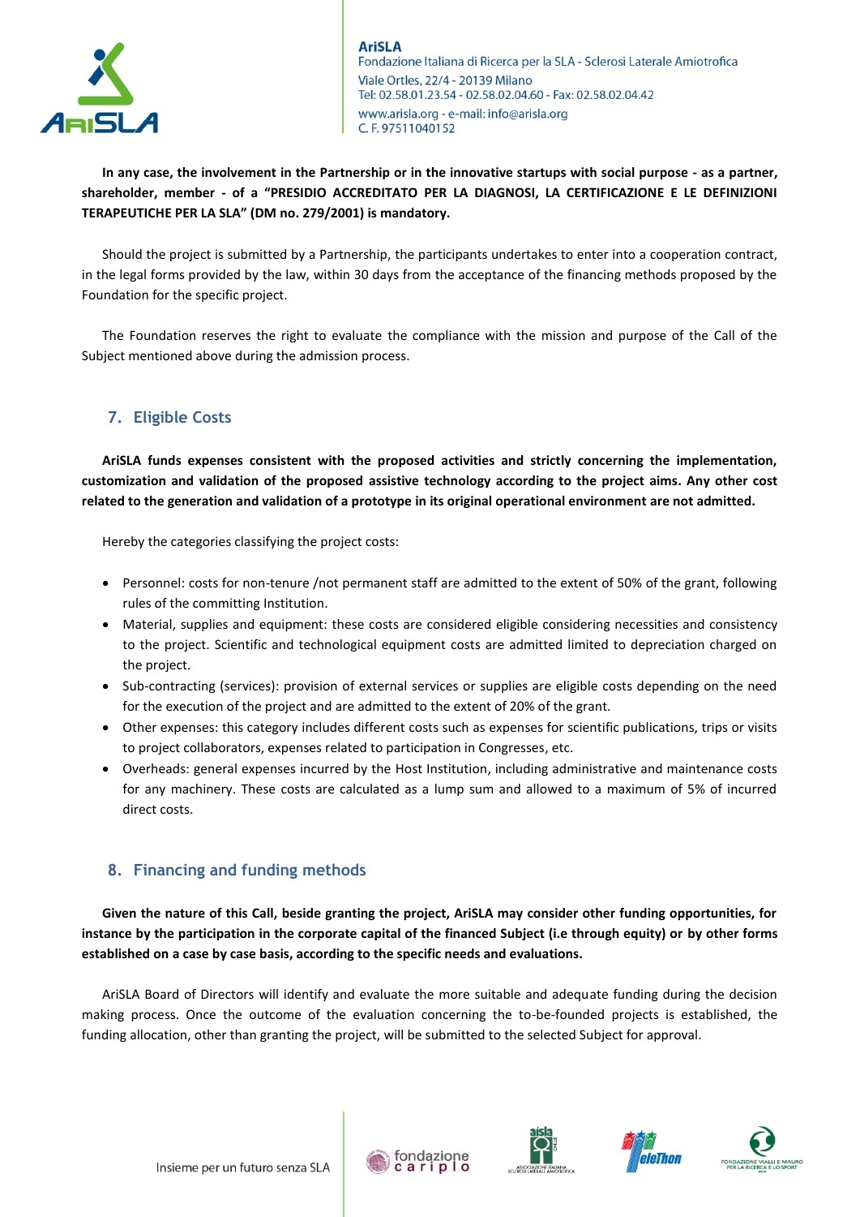**In any case, the involvement in the Partnership or in the innovative startups with social purpose - as a partner, shareholder, member - of a "PRESIDIO ACCREDITATO PER LA DIAGNOSI, LA CERTIFICAZIONE E LE DEFINIZIONI TERAPEUTICHE PER LA SLA" (DM no. 279/2001) is mandatory.**

Should the project is submitted by a Partnership, the participants undertakes to enter into a cooperation contract, in the legal forms provided by the law, within 30 days from the acceptance of the financing methods proposed by the Foundation for the specific project.

The Foundation reserves the right to evaluate the compliance with the mission and purpose of the Call of the Subject mentioned above during the admission process.

## 7. Eligible Costs

**AriSLA funds expenses consistent with the proposed activities and strictly concerning the implementation, customization and validation of the proposed assistive technology according to the project aims. Any other cost related to the generation and validation of a prototype in its original operational environment are not admitted.**

Hereby the categories classifying the project costs:

- Personnel: costs for non-tenure /not permanent staff are admitted to the extent of 50% of the grant, following rules of the committing Institution.
- Material, supplies and equipment: these costs are considered eligible considering necessities and consistency to the project. Scientific and technological equipment costs are admitted limited to depreciation charged on the project.
- Sub-contracting (services): provision of external services or supplies are eligible costs depending on the need for the execution of the project and are admitted to the extent of 20% of the grant.
- Other expenses: this category includes different costs such as expenses for scientific publications, trips or visits to project collaborators, expenses related to participation in Congresses, etc.
- Overheads: general expenses incurred by the Host Institution, including administrative and maintenance costs for any machinery. These costs are calculated as a lump sum and allowed to a maximum of 5% of incurred direct costs.

## 8. Financing and funding methods

**Given the nature of this Call, beside granting the project, AriSLA may consider other funding opportunities, for instance by the participation in the corporate capital of the financed Subject (i.e through equity) or by other forms established on a case by case basis, according to the specific needs and evaluations.**

AriSLA Board of Directors will identify and evaluate the more suitable and adequate funding during the decision making process. Once the outcome of the evaluation concerning the to-be-founded projects is established, the funding allocation, other than granting the project, will be submitted to the selected Subject for approval.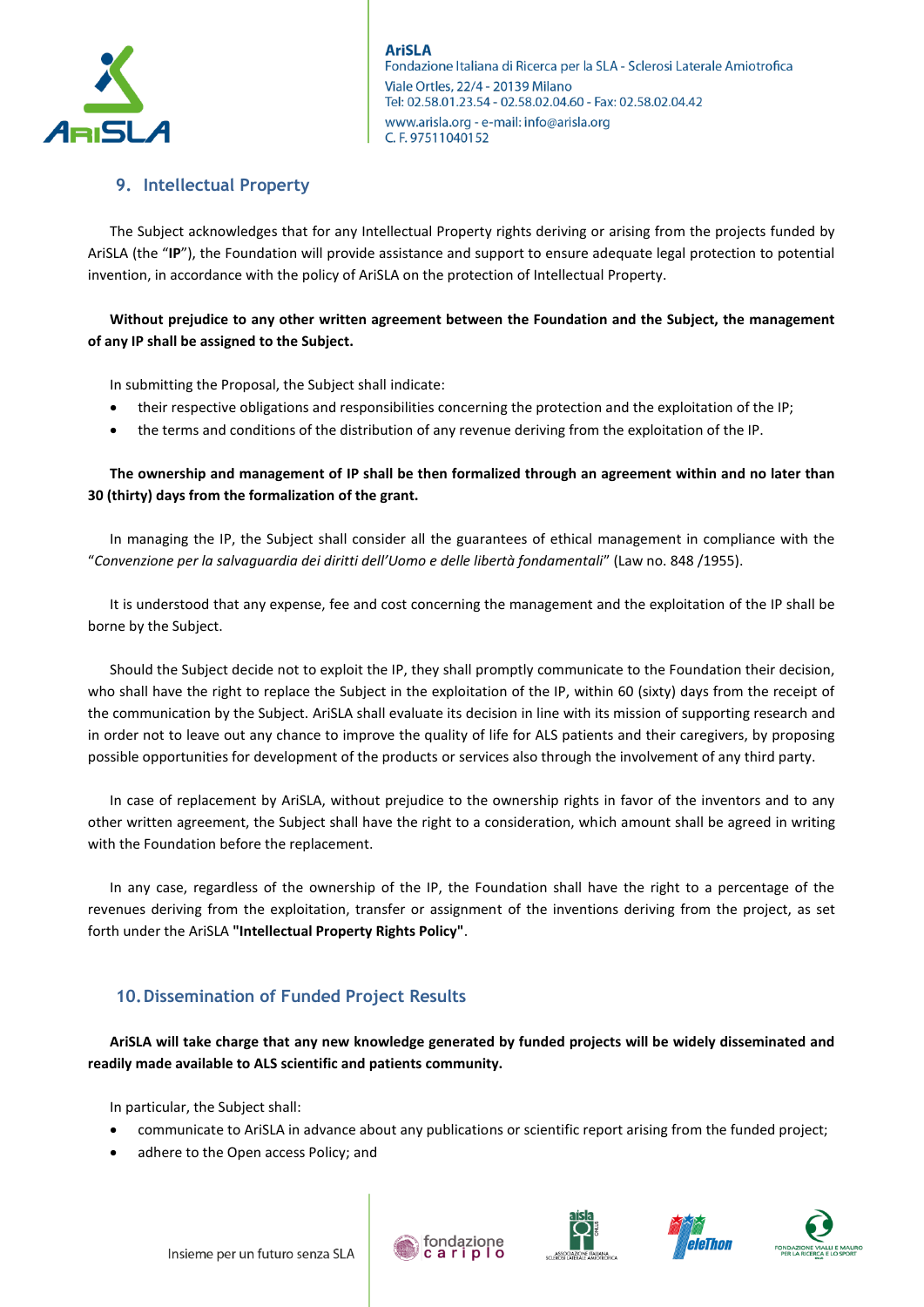## 9. Intellectual Property

The Subject acknowledges that for any Intellectual Property rights deriving or arising from the projects funded by AriSLA (the "**IP**"), the Foundation will provide assistance and support to ensure adequate legal protection to potential invention, in accordance with the policy of AriSLA on the protection of Intellectual Property.

**Without prejudice to any other written agreement between the Foundation and the Subject, the management of any IP shall be assigned to the Subject.**

In submitting the Proposal, the Subject shall indicate:

- their respective obligations and responsibilities concerning the protection and the exploitation of the IP;
- the terms and conditions of the distribution of any revenue deriving from the exploitation of the IP.

**The ownership and management of IP shall be then formalized through an agreement within and no later than 30 (thirty) days from the formalization of the grant.**

In managing the IP, the Subject shall consider all the guarantees of ethical management in compliance with the "*Convenzione per la salvaguardia dei diritti dell'Uomo e delle libertà fondamentali*" (Law no. 848 /1955).

It is understood that any expense, fee and cost concerning the management and the exploitation of the IP shall be borne by the Subject.

Should the Subject decide not to exploit the IP, they shall promptly communicate to the Foundation their decision, who shall have the right to replace the Subject in the exploitation of the IP, within 60 (sixty) days from the receipt of the communication by the Subject. AriSLA shall evaluate its decision in line with its mission of supporting research and in order not to leave out any chance to improve the quality of life for ALS patients and their caregivers, by proposing possible opportunities for development of the products or services also through the involvement of any third party.

In case of replacement by AriSLA, without prejudice to the ownership rights in favor of the inventors and to any other written agreement, the Subject shall have the right to a consideration, which amount shall be agreed in writing with the Foundation before the replacement.

In any case, regardless of the ownership of the IP, the Foundation shall have the right to a percentage of the revenues deriving from the exploitation, transfer or assignment of the inventions deriving from the project, as set forth under the AriSLA **"Intellectual Property Rights Policy"**.

## 10. Dissemination of Funded Project Results

**AriSLA will take charge that any new knowledge generated by funded projects will be widely disseminated and readily made available to ALS scientific and patients community.**

In particular, the Subject shall:

- communicate to AriSLA in advance about any publications or scientific report arising from the funded project;
- adhere to the Open access Policy; and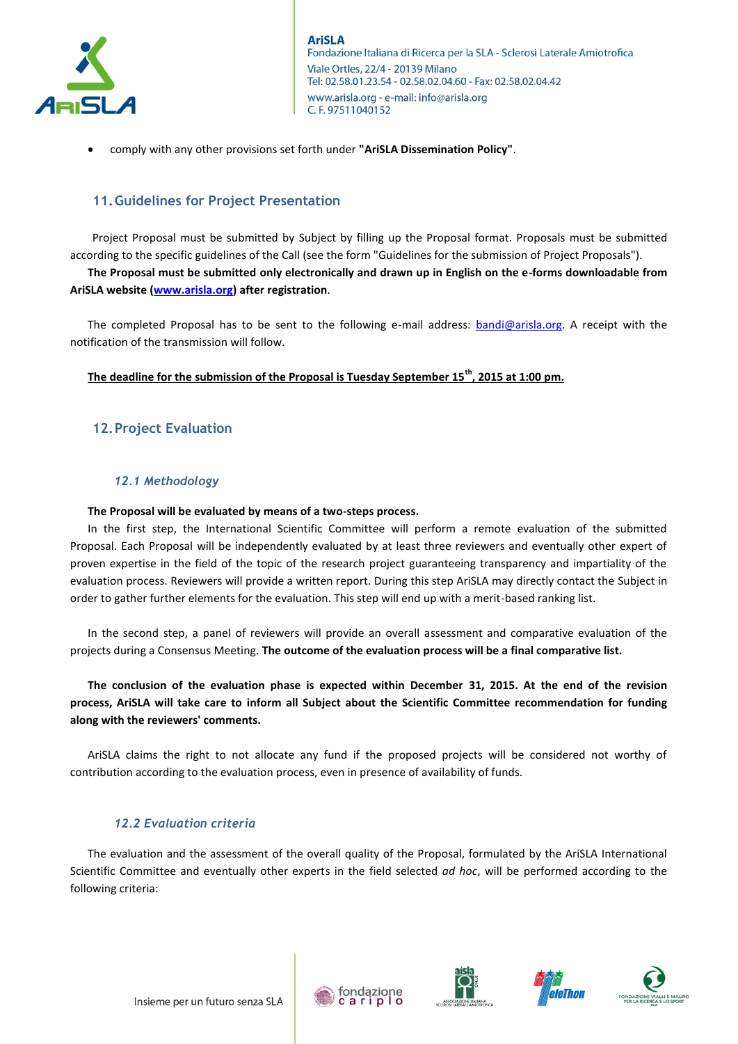- comply with any other provisions set forth under **"AriSLA Dissemination Policy"**.

## 11. Guidelines for Project Presentation

Project Proposal must be submitted by Subject by filling up the Proposal format. Proposals must be submitted according to the specific guidelines of the Call (see the form "Guidelines for the submission of Project Proposals").

**The Proposal must be submitted only electronically and drawn up in English on the e-forms downloadable from AriSLA website (www.arisla.org) after registration**.

The completed Proposal has to be sent to the following e-mail address: bandi@arisla.org. A receipt with the notification of the transmission will follow.

**The deadline for the submission of the Proposal is Tuesday September 15th, 2015 at 1:00 pm.**

## 12. Project Evaluation

### *12.1 Methodology*

**The Proposal will be evaluated by means of a two-steps process.**

In the first step, the International Scientific Committee will perform a remote evaluation of the submitted Proposal. Each Proposal will be independently evaluated by at least three reviewers and eventually other expert of proven expertise in the field of the topic of the research project guaranteeing transparency and impartiality of the evaluation process. Reviewers will provide a written report. During this step AriSLA may directly contact the Subject in order to gather further elements for the evaluation. This step will end up with a merit-based ranking list.

In the second step, a panel of reviewers will provide an overall assessment and comparative evaluation of the projects during a Consensus Meeting. **The outcome of the evaluation process will be a final comparative list.**

**The conclusion of the evaluation phase is expected within December 31, 2015. At the end of the revision process, AriSLA will take care to inform all Subject about the Scientific Committee recommendation for funding along with the reviewers' comments.**

AriSLA claims the right to not allocate any fund if the proposed projects will be considered not worthy of contribution according to the evaluation process, even in presence of availability of funds.

### *12.2 Evaluation criteria*

The evaluation and the assessment of the overall quality of the Proposal, formulated by the AriSLA International Scientific Committee and eventually other experts in the field selected *ad hoc*, will be performed according to the following criteria: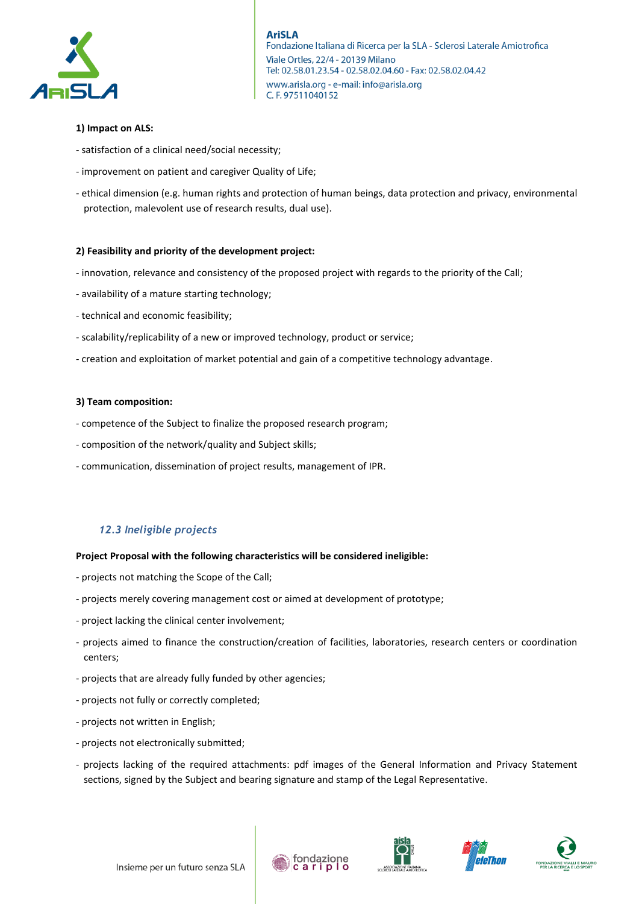**1) Impact on ALS:**

- satisfaction of a clinical need/social necessity;
- improvement on patient and caregiver Quality of Life;
- ethical dimension (e.g. human rights and protection of human beings, data protection and privacy, environmental protection, malevolent use of research results, dual use).

**2) Feasibility and priority of the development project:**

- innovation, relevance and consistency of the proposed project with regards to the priority of the Call;
- availability of a mature starting technology;
- technical and economic feasibility;
- scalability/replicability of a new or improved technology, product or service;
- creation and exploitation of market potential and gain of a competitive technology advantage.

**3) Team composition:**

- competence of the Subject to finalize the proposed research program;
- composition of the network/quality and Subject skills;
- communication, dissemination of project results, management of IPR.

### *12.3 Ineligible projects*

**Project Proposal with the following characteristics will be considered ineligible:**

- projects not matching the Scope of the Call;
- projects merely covering management cost or aimed at development of prototype;
- project lacking the clinical center involvement;
- projects aimed to finance the construction/creation of facilities, laboratories, research centers or coordination centers;
- projects that are already fully funded by other agencies;
- projects not fully or correctly completed;
- projects not written in English;
- projects not electronically submitted;
- projects lacking of the required attachments: pdf images of the General Information and Privacy Statement sections, signed by the Subject and bearing signature and stamp of the Legal Representative.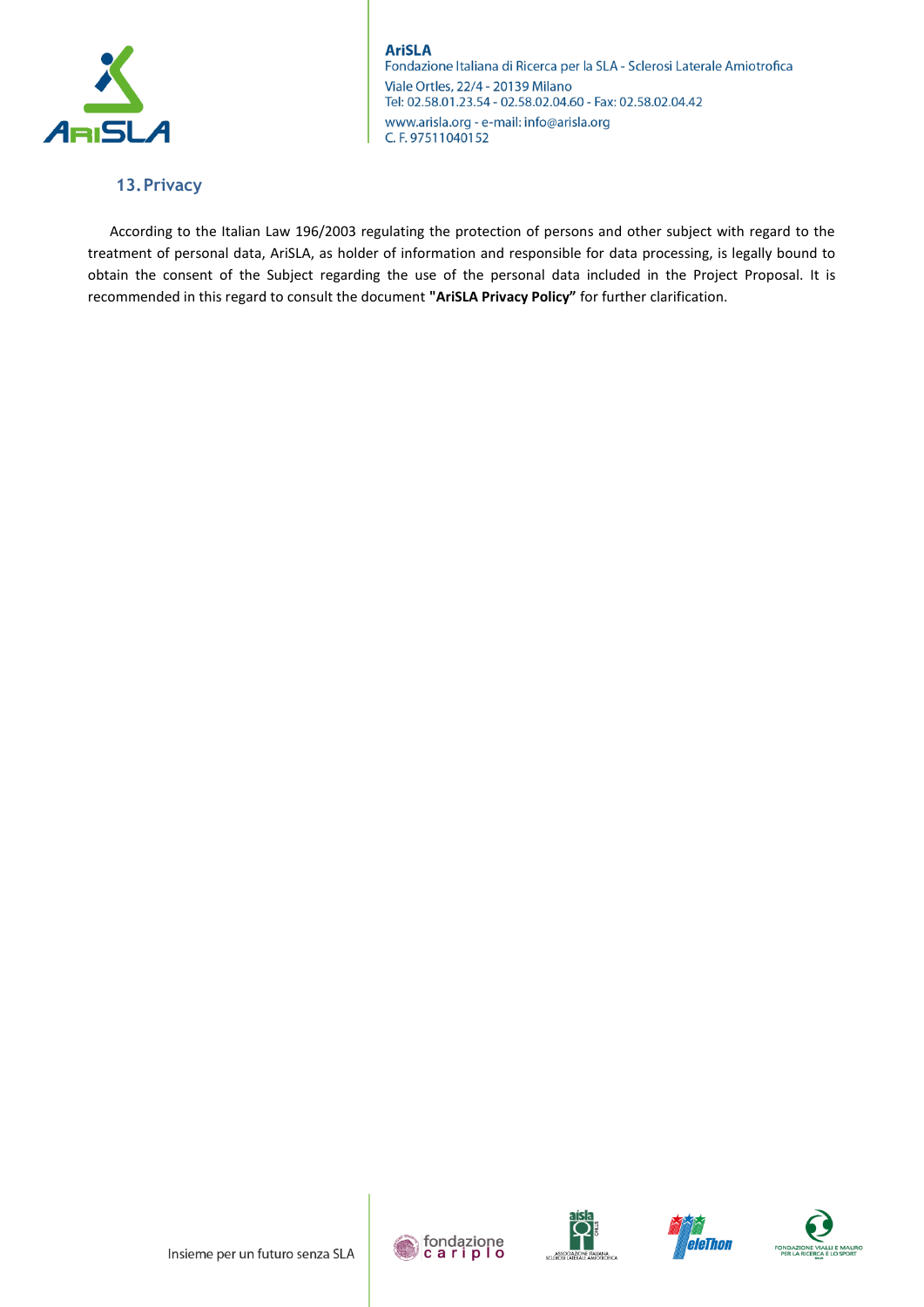## 13. Privacy

According to the Italian Law 196/2003 regulating the protection of persons and other subject with regard to the treatment of personal data, AriSLA, as holder of information and responsible for data processing, is legally bound to obtain the consent of the Subject regarding the use of the personal data included in the Project Proposal. It is recommended in this regard to consult the document **"AriSLA Privacy Policy"** for further clarification.